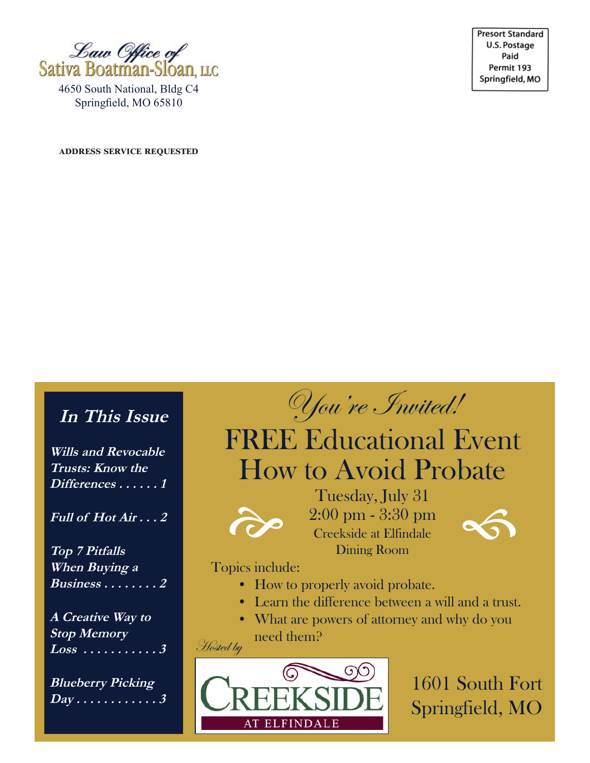Law Office of
Sativa Boatman-Sloan, LLC
4650 South National, Bldg C4
Springfield, MO 65810

Presort Standard
U.S. Postage
Paid
Permit 193
Springfield, MO

**ADDRESS SERVICE REQUESTED**

## In This Issue

***Wills and Revocable Trusts: Know the Differences . . . . . . 1***

***Full of Hot Air . . . 2***

***Top 7 Pitfalls When Buying a Business . . . . . . . . 2***

***A Creative Way to Stop Memory Loss . . . . . . . . . . . 3***

***Blueberry Picking Day . . . . . . . . . . . . 3***

*You're Invited!*

# FREE Educational Event
# How to Avoid Probate

Tuesday, July 31
2:00 pm - 3:30 pm
Creekside at Elfindale
Dining Room

Topics include:

- How to properly avoid probate.
- Learn the difference between a will and a trust.
- What are powers of attorney and why do you need them?

*Hosted by*

CREEKSIDE AT ELFINDALE

1601 South Fort
Springfield, MO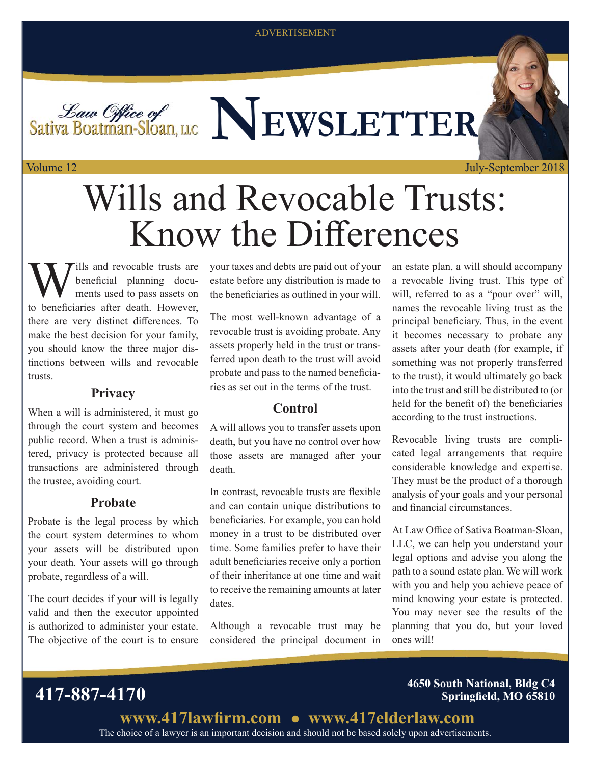ADVERTISEMENT

Law Office of Sativa Boatman-Sloan, LLC

# NEWSLETTER

Volume 12 — July-September 2018

# Wills and Revocable Trusts: Know the Differences

Wills and revocable trusts are beneficial planning documents used to pass assets on to beneficiaries after death. However, there are very distinct differences. To make the best decision for your family, you should know the three major distinctions between wills and revocable trusts.

## Privacy

When a will is administered, it must go through the court system and becomes public record. When a trust is administered, privacy is protected because all transactions are administered through the trustee, avoiding court.

## Probate

Probate is the legal process by which the court system determines to whom your assets will be distributed upon your death. Your assets will go through probate, regardless of a will.

The court decides if your will is legally valid and then the executor appointed is authorized to administer your estate. The objective of the court is to ensure your taxes and debts are paid out of your estate before any distribution is made to the beneficiaries as outlined in your will.

The most well-known advantage of a revocable trust is avoiding probate. Any assets properly held in the trust or transferred upon death to the trust will avoid probate and pass to the named beneficiaries as set out in the terms of the trust.

## Control

A will allows you to transfer assets upon death, but you have no control over how those assets are managed after your death.

In contrast, revocable trusts are flexible and can contain unique distributions to beneficiaries. For example, you can hold money in a trust to be distributed over time. Some families prefer to have their adult beneficiaries receive only a portion of their inheritance at one time and wait to receive the remaining amounts at later dates.

Although a revocable trust may be considered the principal document in an estate plan, a will should accompany a revocable living trust. This type of will, referred to as a "pour over" will, names the revocable living trust as the principal beneficiary. Thus, in the event it becomes necessary to probate any assets after your death (for example, if something was not properly transferred to the trust), it would ultimately go back into the trust and still be distributed to (or held for the benefit of) the beneficiaries according to the trust instructions.

Revocable living trusts are complicated legal arrangements that require considerable knowledge and expertise. They must be the product of a thorough analysis of your goals and your personal and financial circumstances.

At Law Office of Sativa Boatman-Sloan, LLC, we can help you understand your legal options and advise you along the path to a sound estate plan. We will work with you and help you achieve peace of mind knowing your estate is protected. You may never see the results of the planning that you do, but your loved ones will!

**417-887-4170**

**4650 South National, Bldg C4**
**Springfield, MO 65810**

**www.417lawfirm.com • www.417elderlaw.com**

The choice of a lawyer is an important decision and should not be based solely upon advertisements.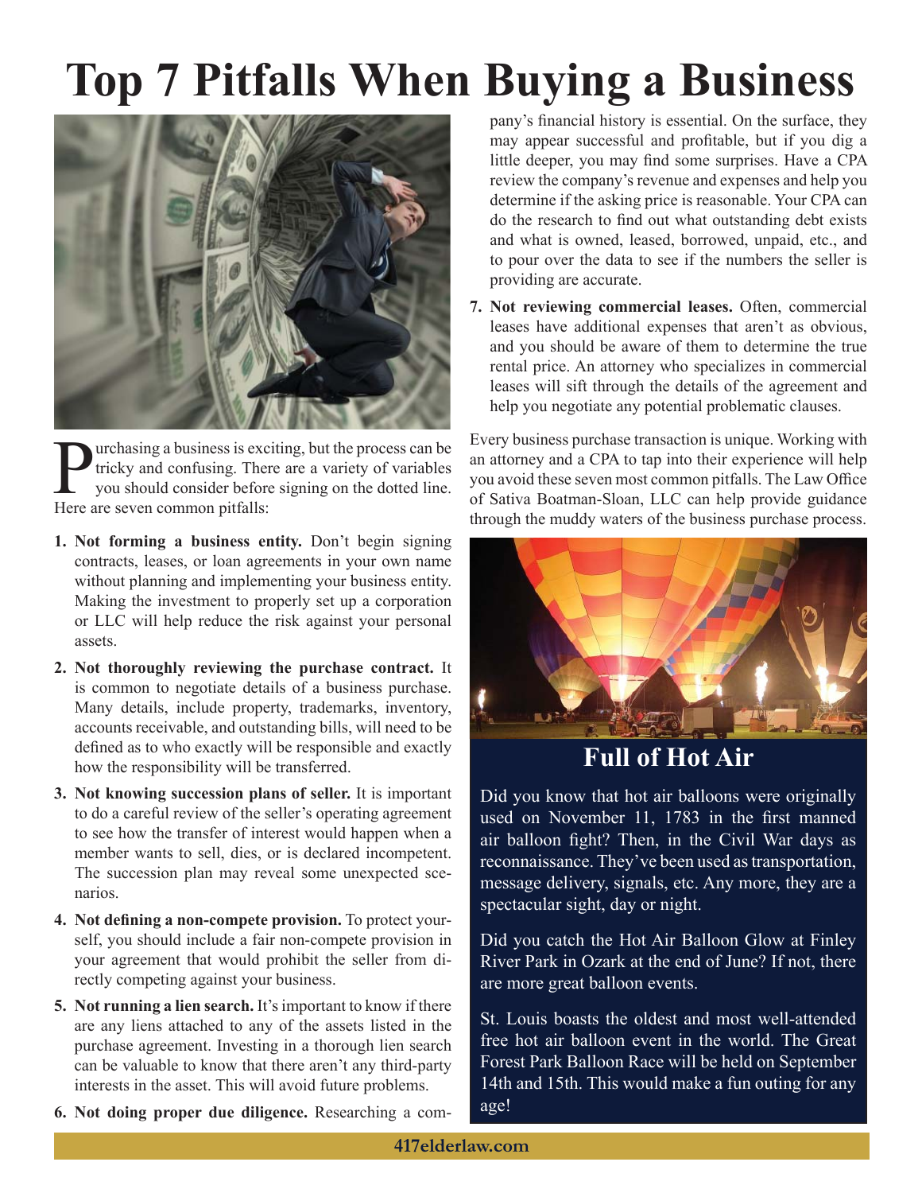# Top 7 Pitfalls When Buying a Business

Purchasing a business is exciting, but the process can be tricky and confusing. There are a variety of variables you should consider before signing on the dotted line. Here are seven common pitfalls:

1. **Not forming a business entity.** Don't begin signing contracts, leases, or loan agreements in your own name without planning and implementing your business entity. Making the investment to properly set up a corporation or LLC will help reduce the risk against your personal assets.
2. **Not thoroughly reviewing the purchase contract.** It is common to negotiate details of a business purchase. Many details, include property, trademarks, inventory, accounts receivable, and outstanding bills, will need to be defined as to who exactly will be responsible and exactly how the responsibility will be transferred.
3. **Not knowing succession plans of seller.** It is important to do a careful review of the seller's operating agreement to see how the transfer of interest would happen when a member wants to sell, dies, or is declared incompetent. The succession plan may reveal some unexpected scenarios.
4. **Not defining a non-compete provision.** To protect yourself, you should include a fair non-compete provision in your agreement that would prohibit the seller from directly competing against your business.
5. **Not running a lien search.** It's important to know if there are any liens attached to any of the assets listed in the purchase agreement. Investing in a thorough lien search can be valuable to know that there aren't any third-party interests in the asset. This will avoid future problems.
6. **Not doing proper due diligence.** Researching a company's financial history is essential. On the surface, they may appear successful and profitable, but if you dig a little deeper, you may find some surprises. Have a CPA review the company's revenue and expenses and help you determine if the asking price is reasonable. Your CPA can do the research to find out what outstanding debt exists and what is owned, leased, borrowed, unpaid, etc., and to pour over the data to see if the numbers the seller is providing are accurate.
7. **Not reviewing commercial leases.** Often, commercial leases have additional expenses that aren't as obvious, and you should be aware of them to determine the true rental price. An attorney who specializes in commercial leases will sift through the details of the agreement and help you negotiate any potential problematic clauses.

Every business purchase transaction is unique. Working with an attorney and a CPA to tap into their experience will help you avoid these seven most common pitfalls. The Law Office of Sativa Boatman-Sloan, LLC can help provide guidance through the muddy waters of the business purchase process.

## Full of Hot Air

Did you know that hot air balloons were originally used on November 11, 1783 in the first manned air balloon fight? Then, in the Civil War days as reconnaissance. They've been used as transportation, message delivery, signals, etc. Any more, they are a spectacular sight, day or night.

Did you catch the Hot Air Balloon Glow at Finley River Park in Ozark at the end of June? If not, there are more great balloon events.

St. Louis boasts the oldest and most well-attended free hot air balloon event in the world. The Great Forest Park Balloon Race will be held on September 14th and 15th. This would make a fun outing for any age!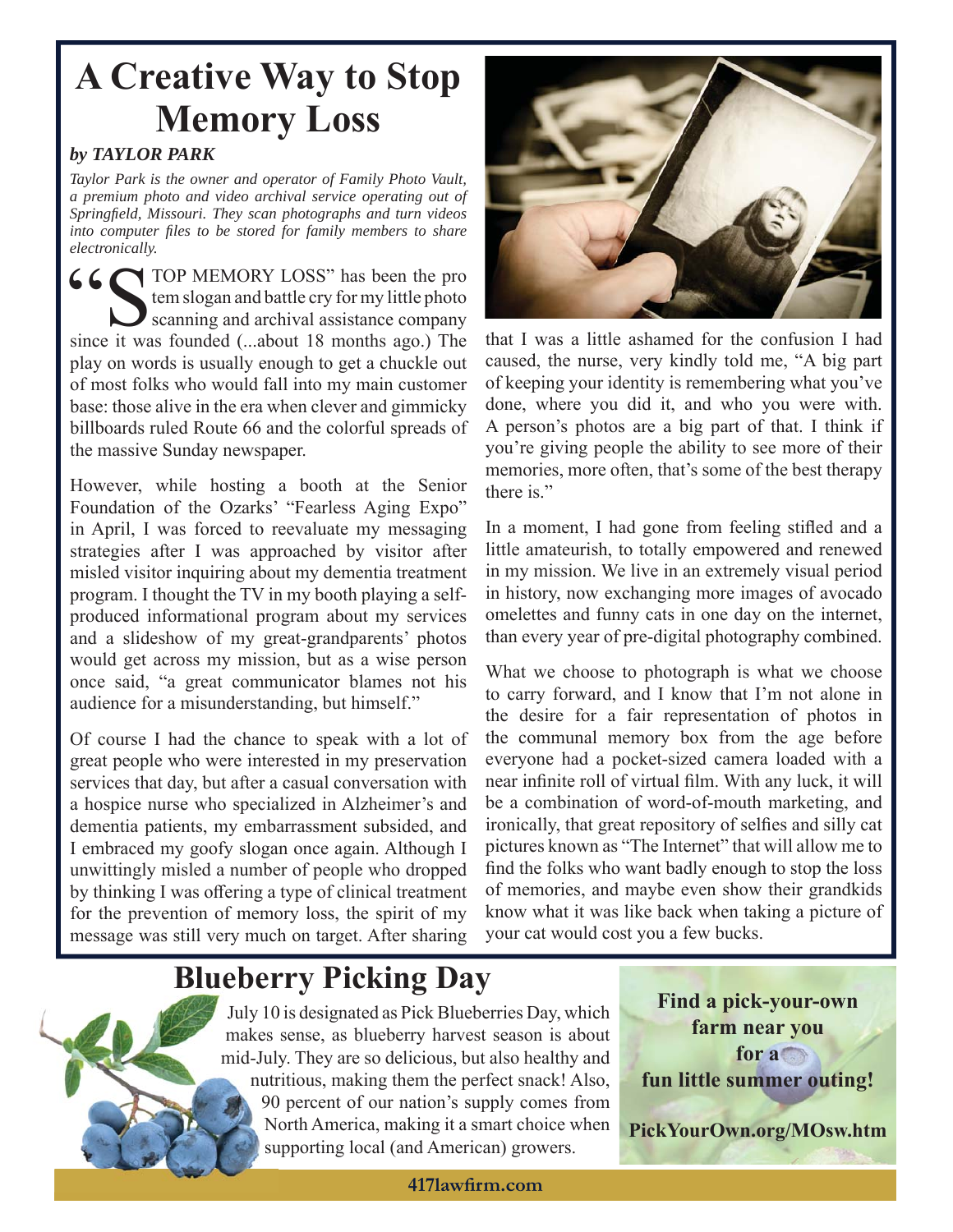# A Creative Way to Stop Memory Loss

***by TAYLOR PARK***

*Taylor Park is the owner and operator of Family Photo Vault, a premium photo and video archival service operating out of Springfield, Missouri. They scan photographs and turn videos into computer files to be stored for family members to share electronically.*

"STOP MEMORY LOSS" has been the pro tem slogan and battle cry for my little photo scanning and archival assistance company since it was founded (...about 18 months ago.) The play on words is usually enough to get a chuckle out of most folks who would fall into my main customer base: those alive in the era when clever and gimmicky billboards ruled Route 66 and the colorful spreads of the massive Sunday newspaper.

However, while hosting a booth at the Senior Foundation of the Ozarks' "Fearless Aging Expo" in April, I was forced to reevaluate my messaging strategies after I was approached by visitor after misled visitor inquiring about my dementia treatment program. I thought the TV in my booth playing a self-produced informational program about my services and a slideshow of my great-grandparents' photos would get across my mission, but as a wise person once said, "a great communicator blames not his audience for a misunderstanding, but himself."

Of course I had the chance to speak with a lot of great people who were interested in my preservation services that day, but after a casual conversation with a hospice nurse who specialized in Alzheimer's and dementia patients, my embarrassment subsided, and I embraced my goofy slogan once again. Although I unwittingly misled a number of people who dropped by thinking I was offering a type of clinical treatment for the prevention of memory loss, the spirit of my message was still very much on target. After sharing that I was a little ashamed for the confusion I had caused, the nurse, very kindly told me, "A big part of keeping your identity is remembering what you've done, where you did it, and who you were with. A person's photos are a big part of that. I think if you're giving people the ability to see more of their memories, more often, that's some of the best therapy there is."

In a moment, I had gone from feeling stifled and a little amateurish, to totally empowered and renewed in my mission. We live in an extremely visual period in history, now exchanging more images of avocado omelettes and funny cats in one day on the internet, than every year of pre-digital photography combined.

What we choose to photograph is what we choose to carry forward, and I know that I'm not alone in the desire for a fair representation of photos in the communal memory box from the age before everyone had a pocket-sized camera loaded with a near infinite roll of virtual film. With any luck, it will be a combination of word-of-mouth marketing, and ironically, that great repository of selfies and silly cat pictures known as "The Internet" that will allow me to find the folks who want badly enough to stop the loss of memories, and maybe even show their grandkids know what it was like back when taking a picture of your cat would cost you a few bucks.

# Blueberry Picking Day

July 10 is designated as Pick Blueberries Day, which makes sense, as blueberry harvest season is about mid-July. They are so delicious, but also healthy and nutritious, making them the perfect snack! Also, 90 percent of our nation's supply comes from North America, making it a smart choice when supporting local (and American) growers.

**Find a pick-your-own farm near you for a fun little summer outing!**

**PickYourOwn.org/MOsw.htm**

**417lawfirm.com**